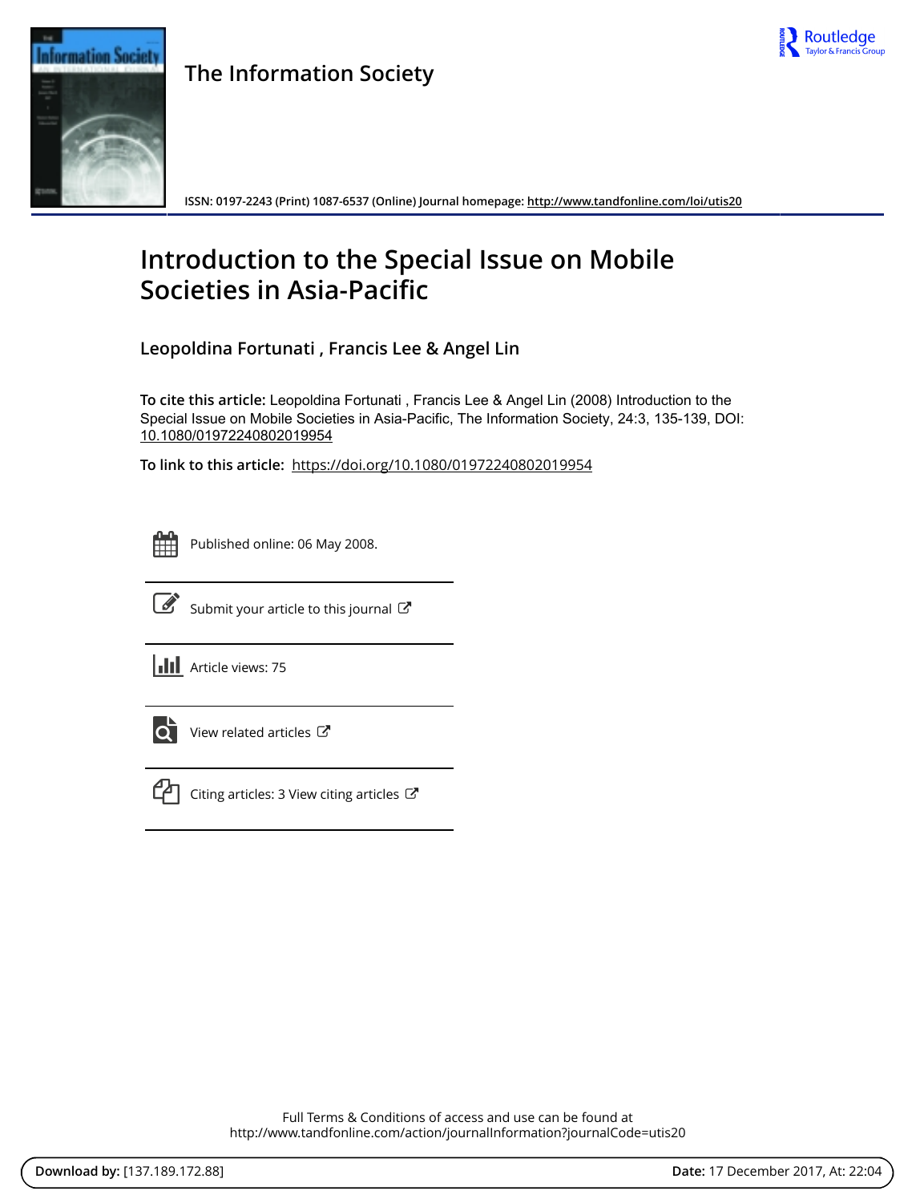# The Information Society

ISSN: 0197-2243 (Print) 1087-6537 (Online) Journal homepage: http://www.tandfonline.com/loi/utis20

# Introduction to the Special Issue on Mobile Societies in Asia-Pacific

**Leopoldina Fortunati , Francis Lee & Angel Lin**

**To cite this article:** Leopoldina Fortunati , Francis Lee & Angel Lin (2008) Introduction to the Special Issue on Mobile Societies in Asia-Pacific, The Information Society, 24:3, 135-139, DOI: 10.1080/01972240802019954

**To link to this article:** https://doi.org/10.1080/01972240802019954

Published online: 06 May 2008.

Submit your article to this journal

Article views: 75

View related articles

Citing articles: 3 View citing articles

Full Terms & Conditions of access and use can be found at
http://www.tandfonline.com/action/journalInformation?journalCode=utis20

**Download by:** [137.189.172.88] **Date:** 17 December 2017, At: 22:04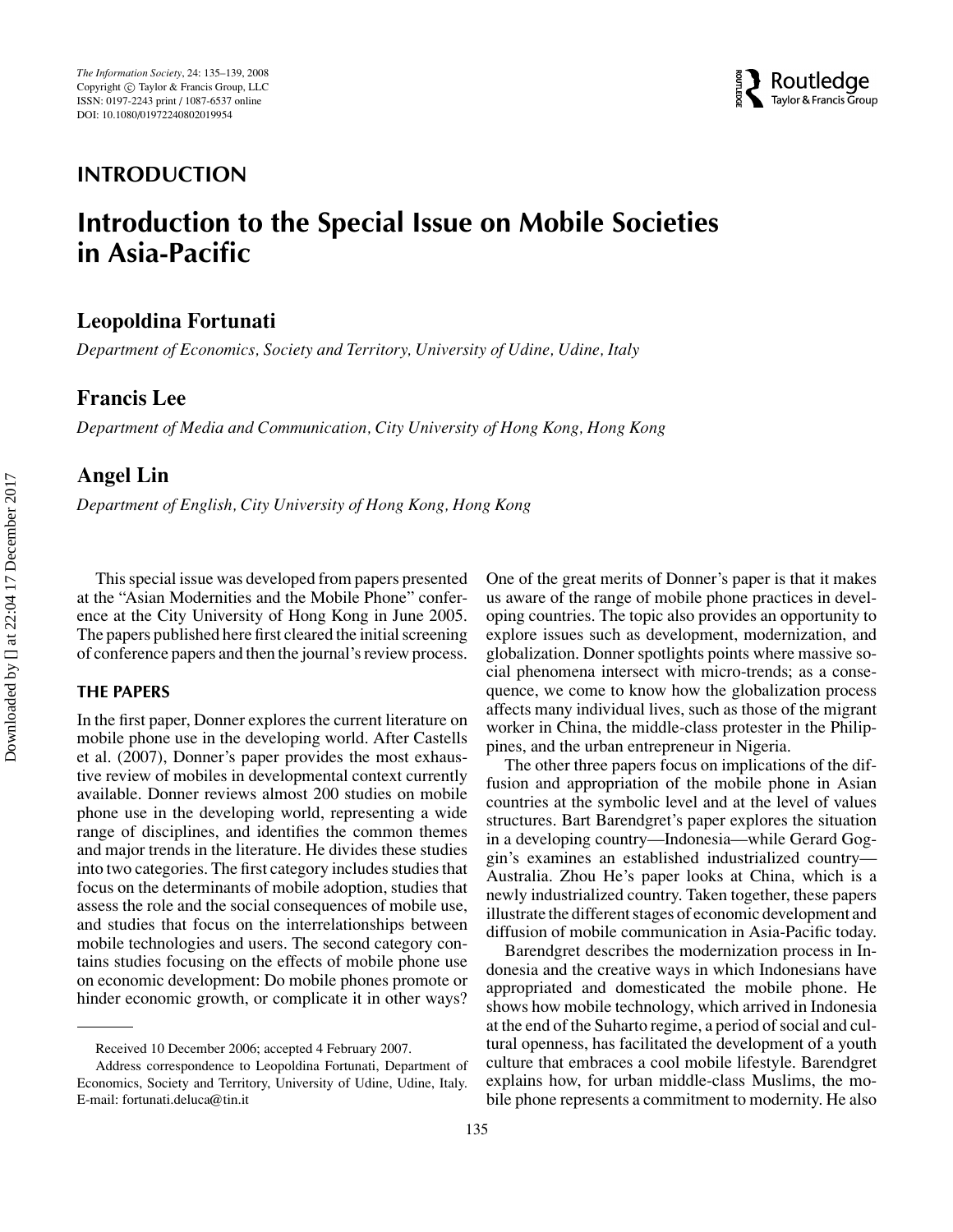INTRODUCTION

# Introduction to the Special Issue on Mobile Societies in Asia-Pacific

**Leopoldina Fortunati**

*Department of Economics, Society and Territory, University of Udine, Udine, Italy*

**Francis Lee**

*Department of Media and Communication, City University of Hong Kong, Hong Kong*

**Angel Lin**

*Department of English, City University of Hong Kong, Hong Kong*

This special issue was developed from papers presented at the "Asian Modernities and the Mobile Phone" conference at the City University of Hong Kong in June 2005. The papers published here first cleared the initial screening of conference papers and then the journal's review process.

## THE PAPERS

In the first paper, Donner explores the current literature on mobile phone use in the developing world. After Castells et al. (2007), Donner's paper provides the most exhaustive review of mobiles in developmental context currently available. Donner reviews almost 200 studies on mobile phone use in the developing world, representing a wide range of disciplines, and identifies the common themes and major trends in the literature. He divides these studies into two categories. The first category includes studies that focus on the determinants of mobile adoption, studies that assess the role and the social consequences of mobile use, and studies that focus on the interrelationships between mobile technologies and users. The second category contains studies focusing on the effects of mobile phone use on economic development: Do mobile phones promote or hinder economic growth, or complicate it in other ways? One of the great merits of Donner's paper is that it makes us aware of the range of mobile phone practices in developing countries. The topic also provides an opportunity to explore issues such as development, modernization, and globalization. Donner spotlights points where massive social phenomena intersect with micro-trends; as a consequence, we come to know how the globalization process affects many individual lives, such as those of the migrant worker in China, the middle-class protester in the Philippines, and the urban entrepreneur in Nigeria.

The other three papers focus on implications of the diffusion and appropriation of the mobile phone in Asian countries at the symbolic level and at the level of values structures. Bart Barendgret's paper explores the situation in a developing country—Indonesia—while Gerard Goggin's examines an established industrialized country—Australia. Zhou He's paper looks at China, which is a newly industrialized country. Taken together, these papers illustrate the different stages of economic development and diffusion of mobile communication in Asia-Pacific today.

Barendgret describes the modernization process in Indonesia and the creative ways in which Indonesians have appropriated and domesticated the mobile phone. He shows how mobile technology, which arrived in Indonesia at the end of the Suharto regime, a period of social and cultural openness, has facilitated the development of a youth culture that embraces a cool mobile lifestyle. Barendgret explains how, for urban middle-class Muslims, the mobile phone represents a commitment to modernity. He also

---

Received 10 December 2006; accepted 4 February 2007.

Address correspondence to Leopoldina Fortunati, Department of Economics, Society and Territory, University of Udine, Udine, Italy. E-mail: fortunati.deluca@tin.it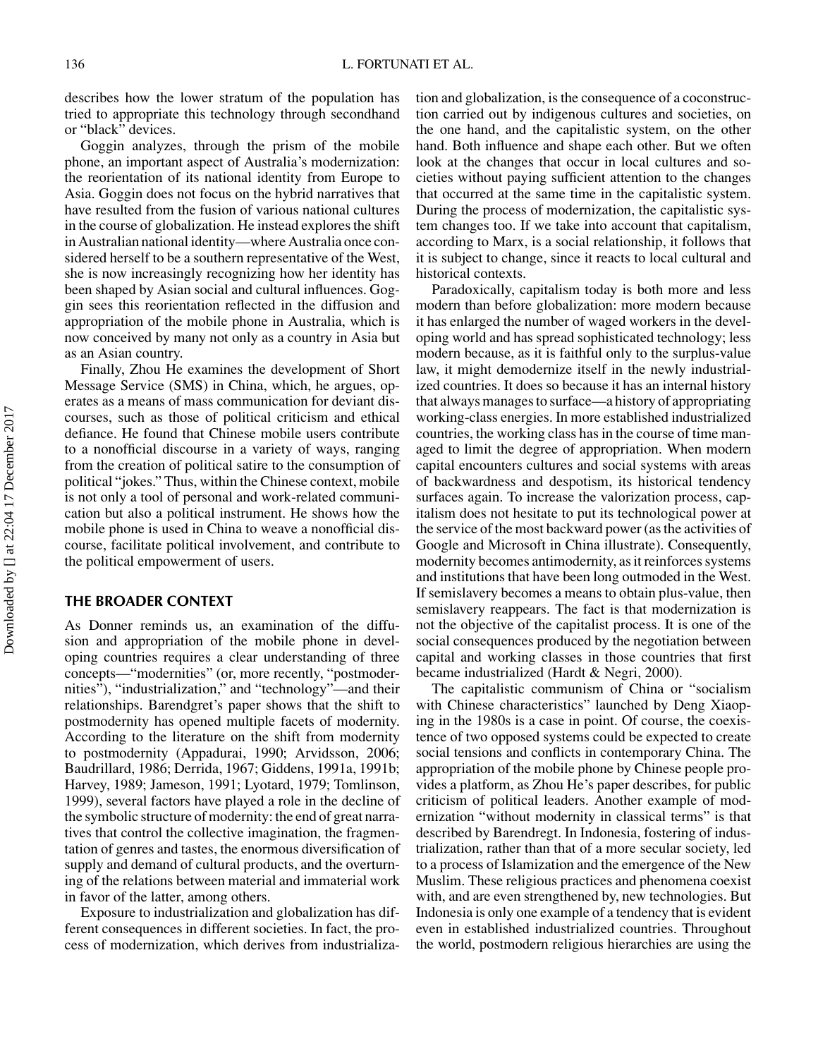describes how the lower stratum of the population has tried to appropriate this technology through secondhand or "black" devices.

Goggin analyzes, through the prism of the mobile phone, an important aspect of Australia's modernization: the reorientation of its national identity from Europe to Asia. Goggin does not focus on the hybrid narratives that have resulted from the fusion of various national cultures in the course of globalization. He instead explores the shift in Australian national identity—where Australia once considered herself to be a southern representative of the West, she is now increasingly recognizing how her identity has been shaped by Asian social and cultural influences. Goggin sees this reorientation reflected in the diffusion and appropriation of the mobile phone in Australia, which is now conceived by many not only as a country in Asia but as an Asian country.

Finally, Zhou He examines the development of Short Message Service (SMS) in China, which, he argues, operates as a means of mass communication for deviant discourses, such as those of political criticism and ethical defiance. He found that Chinese mobile users contribute to a nonofficial discourse in a variety of ways, ranging from the creation of political satire to the consumption of political "jokes." Thus, within the Chinese context, mobile is not only a tool of personal and work-related communication but also a political instrument. He shows how the mobile phone is used in China to weave a nonofficial discourse, facilitate political involvement, and contribute to the political empowerment of users.

## THE BROADER CONTEXT

As Donner reminds us, an examination of the diffusion and appropriation of the mobile phone in developing countries requires a clear understanding of three concepts—"modernities" (or, more recently, "postmodernities"), "industrialization," and "technology"—and their relationships. Barendgret's paper shows that the shift to postmodernity has opened multiple facets of modernity. According to the literature on the shift from modernity to postmodernity (Appadurai, 1990; Arvidsson, 2006; Baudrillard, 1986; Derrida, 1967; Giddens, 1991a, 1991b; Harvey, 1989; Jameson, 1991; Lyotard, 1979; Tomlinson, 1999), several factors have played a role in the decline of the symbolic structure of modernity: the end of great narratives that control the collective imagination, the fragmentation of genres and tastes, the enormous diversification of supply and demand of cultural products, and the overturning of the relations between material and immaterial work in favor of the latter, among others.

Exposure to industrialization and globalization has different consequences in different societies. In fact, the process of modernization, which derives from industrialization and globalization, is the consequence of a coconstruction carried out by indigenous cultures and societies, on the one hand, and the capitalistic system, on the other hand. Both influence and shape each other. But we often look at the changes that occur in local cultures and societies without paying sufficient attention to the changes that occurred at the same time in the capitalistic system. During the process of modernization, the capitalistic system changes too. If we take into account that capitalism, according to Marx, is a social relationship, it follows that it is subject to change, since it reacts to local cultural and historical contexts.

Paradoxically, capitalism today is both more and less modern than before globalization: more modern because it has enlarged the number of waged workers in the developing world and has spread sophisticated technology; less modern because, as it is faithful only to the surplus-value law, it might demodernize itself in the newly industrialized countries. It does so because it has an internal history that always manages to surface—a history of appropriating working-class energies. In more established industrialized countries, the working class has in the course of time managed to limit the degree of appropriation. When modern capital encounters cultures and social systems with areas of backwardness and despotism, its historical tendency surfaces again. To increase the valorization process, capitalism does not hesitate to put its technological power at the service of the most backward power (as the activities of Google and Microsoft in China illustrate). Consequently, modernity becomes antimodernity, as it reinforces systems and institutions that have been long outmoded in the West. If semislavery becomes a means to obtain plus-value, then semislavery reappears. The fact is that modernization is not the objective of the capitalist process. It is one of the social consequences produced by the negotiation between capital and working classes in those countries that first became industrialized (Hardt & Negri, 2000).

The capitalistic communism of China or "socialism with Chinese characteristics" launched by Deng Xiaoping in the 1980s is a case in point. Of course, the coexistence of two opposed systems could be expected to create social tensions and conflicts in contemporary China. The appropriation of the mobile phone by Chinese people provides a platform, as Zhou He's paper describes, for public criticism of political leaders. Another example of modernization "without modernity in classical terms" is that described by Barendregt. In Indonesia, fostering of industrialization, rather than that of a more secular society, led to a process of Islamization and the emergence of the New Muslim. These religious practices and phenomena coexist with, and are even strengthened by, new technologies. But Indonesia is only one example of a tendency that is evident even in established industrialized countries. Throughout the world, postmodern religious hierarchies are using the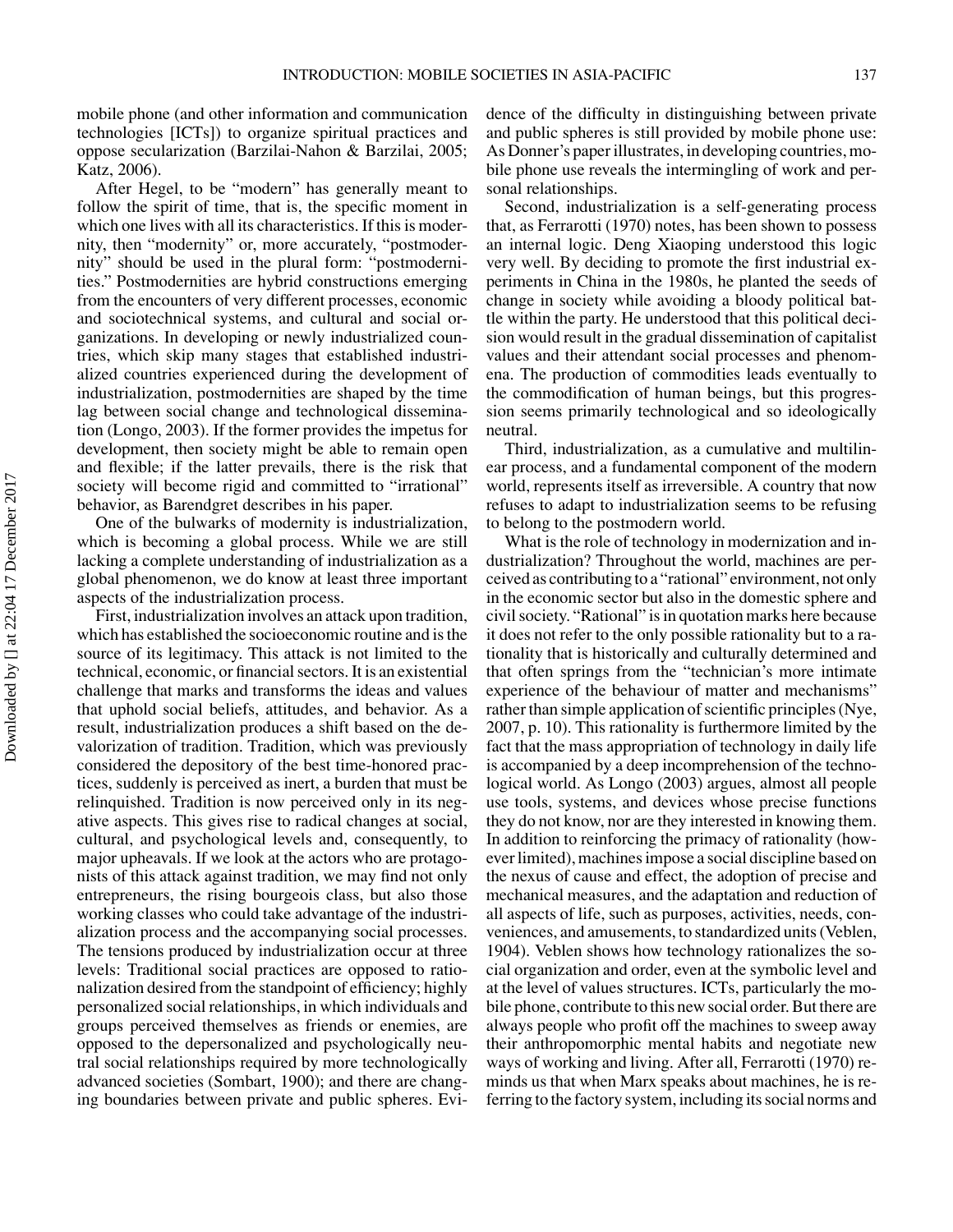mobile phone (and other information and communication technologies [ICTs]) to organize spiritual practices and oppose secularization (Barzilai-Nahon & Barzilai, 2005; Katz, 2006).

After Hegel, to be "modern" has generally meant to follow the spirit of time, that is, the specific moment in which one lives with all its characteristics. If this is modernity, then "modernity" or, more accurately, "postmodernity" should be used in the plural form: "postmodernities." Postmodernities are hybrid constructions emerging from the encounters of very different processes, economic and sociotechnical systems, and cultural and social organizations. In developing or newly industrialized countries, which skip many stages that established industrialized countries experienced during the development of industrialization, postmodernities are shaped by the time lag between social change and technological dissemination (Longo, 2003). If the former provides the impetus for development, then society might be able to remain open and flexible; if the latter prevails, there is the risk that society will become rigid and committed to "irrational" behavior, as Barendgret describes in his paper.

One of the bulwarks of modernity is industrialization, which is becoming a global process. While we are still lacking a complete understanding of industrialization as a global phenomenon, we do know at least three important aspects of the industrialization process.

First, industrialization involves an attack upon tradition, which has established the socioeconomic routine and is the source of its legitimacy. This attack is not limited to the technical, economic, or financial sectors. It is an existential challenge that marks and transforms the ideas and values that uphold social beliefs, attitudes, and behavior. As a result, industrialization produces a shift based on the devalorization of tradition. Tradition, which was previously considered the depository of the best time-honored practices, suddenly is perceived as inert, a burden that must be relinquished. Tradition is now perceived only in its negative aspects. This gives rise to radical changes at social, cultural, and psychological levels and, consequently, to major upheavals. If we look at the actors who are protagonists of this attack against tradition, we may find not only entrepreneurs, the rising bourgeois class, but also those working classes who could take advantage of the industrialization process and the accompanying social processes. The tensions produced by industrialization occur at three levels: Traditional social practices are opposed to rationalization desired from the standpoint of efficiency; highly personalized social relationships, in which individuals and groups perceived themselves as friends or enemies, are opposed to the depersonalized and psychologically neutral social relationships required by more technologically advanced societies (Sombart, 1900); and there are changing boundaries between private and public spheres. Evidence of the difficulty in distinguishing between private and public spheres is still provided by mobile phone use: As Donner's paper illustrates, in developing countries, mobile phone use reveals the intermingling of work and personal relationships.

Second, industrialization is a self-generating process that, as Ferrarotti (1970) notes, has been shown to possess an internal logic. Deng Xiaoping understood this logic very well. By deciding to promote the first industrial experiments in China in the 1980s, he planted the seeds of change in society while avoiding a bloody political battle within the party. He understood that this political decision would result in the gradual dissemination of capitalist values and their attendant social processes and phenomena. The production of commodities leads eventually to the commodification of human beings, but this progression seems primarily technological and so ideologically neutral.

Third, industrialization, as a cumulative and multilinear process, and a fundamental component of the modern world, represents itself as irreversible. A country that now refuses to adapt to industrialization seems to be refusing to belong to the postmodern world.

What is the role of technology in modernization and industrialization? Throughout the world, machines are perceived as contributing to a "rational" environment, not only in the economic sector but also in the domestic sphere and civil society. "Rational" is in quotation marks here because it does not refer to the only possible rationality but to a rationality that is historically and culturally determined and that often springs from the "technician's more intimate experience of the behaviour of matter and mechanisms" rather than simple application of scientific principles (Nye, 2007, p. 10). This rationality is furthermore limited by the fact that the mass appropriation of technology in daily life is accompanied by a deep incomprehension of the technological world. As Longo (2003) argues, almost all people use tools, systems, and devices whose precise functions they do not know, nor are they interested in knowing them. In addition to reinforcing the primacy of rationality (however limited), machines impose a social discipline based on the nexus of cause and effect, the adoption of precise and mechanical measures, and the adaptation and reduction of all aspects of life, such as purposes, activities, needs, conveniences, and amusements, to standardized units (Veblen, 1904). Veblen shows how technology rationalizes the social organization and order, even at the symbolic level and at the level of values structures. ICTs, particularly the mobile phone, contribute to this new social order. But there are always people who profit off the machines to sweep away their anthropomorphic mental habits and negotiate new ways of working and living. After all, Ferrarotti (1970) reminds us that when Marx speaks about machines, he is referring to the factory system, including its social norms and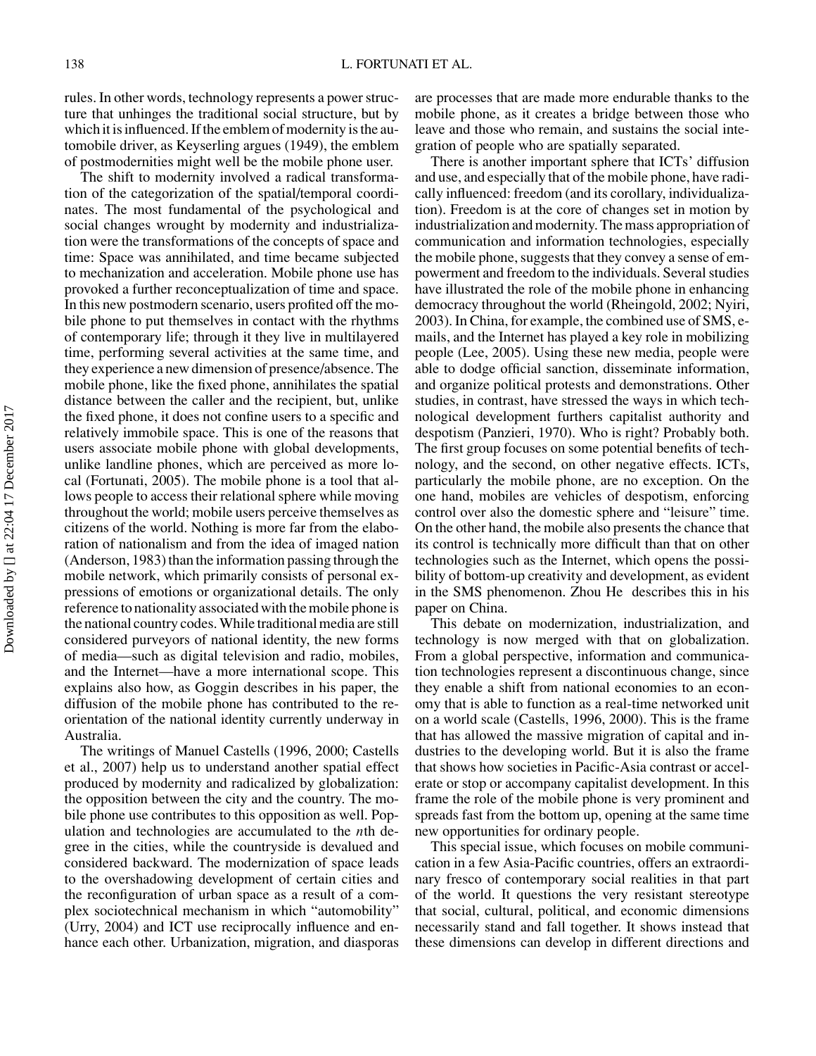rules. In other words, technology represents a power structure that unhinges the traditional social structure, but by which it is influenced. If the emblem of modernity is the automobile driver, as Keyserling argues (1949), the emblem of postmodernities might well be the mobile phone user.

The shift to modernity involved a radical transformation of the categorization of the spatial/temporal coordinates. The most fundamental of the psychological and social changes wrought by modernity and industrialization were the transformations of the concepts of space and time: Space was annihilated, and time became subjected to mechanization and acceleration. Mobile phone use has provoked a further reconceptualization of time and space. In this new postmodern scenario, users profited off the mobile phone to put themselves in contact with the rhythms of contemporary life; through it they live in multilayered time, performing several activities at the same time, and they experience a new dimension of presence/absence. The mobile phone, like the fixed phone, annihilates the spatial distance between the caller and the recipient, but, unlike the fixed phone, it does not confine users to a specific and relatively immobile space. This is one of the reasons that users associate mobile phone with global developments, unlike landline phones, which are perceived as more local (Fortunati, 2005). The mobile phone is a tool that allows people to access their relational sphere while moving throughout the world; mobile users perceive themselves as citizens of the world. Nothing is more far from the elaboration of nationalism and from the idea of imaged nation (Anderson, 1983) than the information passing through the mobile network, which primarily consists of personal expressions of emotions or organizational details. The only reference to nationality associated with the mobile phone is the national country codes. While traditional media are still considered purveyors of national identity, the new forms of media—such as digital television and radio, mobiles, and the Internet—have a more international scope. This explains also how, as Goggin describes in his paper, the diffusion of the mobile phone has contributed to the reorientation of the national identity currently underway in Australia.

The writings of Manuel Castells (1996, 2000; Castells et al., 2007) help us to understand another spatial effect produced by modernity and radicalized by globalization: the opposition between the city and the country. The mobile phone use contributes to this opposition as well. Population and technologies are accumulated to the *n*th degree in the cities, while the countryside is devalued and considered backward. The modernization of space leads to the overshadowing development of certain cities and the reconfiguration of urban space as a result of a complex sociotechnical mechanism in which "automobility" (Urry, 2004) and ICT use reciprocally influence and enhance each other. Urbanization, migration, and diasporas are processes that are made more endurable thanks to the mobile phone, as it creates a bridge between those who leave and those who remain, and sustains the social integration of people who are spatially separated.

There is another important sphere that ICTs' diffusion and use, and especially that of the mobile phone, have radically influenced: freedom (and its corollary, individualization). Freedom is at the core of changes set in motion by industrialization and modernity. The mass appropriation of communication and information technologies, especially the mobile phone, suggests that they convey a sense of empowerment and freedom to the individuals. Several studies have illustrated the role of the mobile phone in enhancing democracy throughout the world (Rheingold, 2002; Nyiri, 2003). In China, for example, the combined use of SMS, e-mails, and the Internet has played a key role in mobilizing people (Lee, 2005). Using these new media, people were able to dodge official sanction, disseminate information, and organize political protests and demonstrations. Other studies, in contrast, have stressed the ways in which technological development furthers capitalist authority and despotism (Panzieri, 1970). Who is right? Probably both. The first group focuses on some potential benefits of technology, and the second, on other negative effects. ICTs, particularly the mobile phone, are no exception. On the one hand, mobiles are vehicles of despotism, enforcing control over also the domestic sphere and "leisure" time. On the other hand, the mobile also presents the chance that its control is technically more difficult than that on other technologies such as the Internet, which opens the possibility of bottom-up creativity and development, as evident in the SMS phenomenon. Zhou He describes this in his paper on China.

This debate on modernization, industrialization, and technology is now merged with that on globalization. From a global perspective, information and communication technologies represent a discontinuous change, since they enable a shift from national economies to an economy that is able to function as a real-time networked unit on a world scale (Castells, 1996, 2000). This is the frame that has allowed the massive migration of capital and industries to the developing world. But it is also the frame that shows how societies in Pacific-Asia contrast or accelerate or stop or accompany capitalist development. In this frame the role of the mobile phone is very prominent and spreads fast from the bottom up, opening at the same time new opportunities for ordinary people.

This special issue, which focuses on mobile communication in a few Asia-Pacific countries, offers an extraordinary fresco of contemporary social realities in that part of the world. It questions the very resistant stereotype that social, cultural, political, and economic dimensions necessarily stand and fall together. It shows instead that these dimensions can develop in different directions and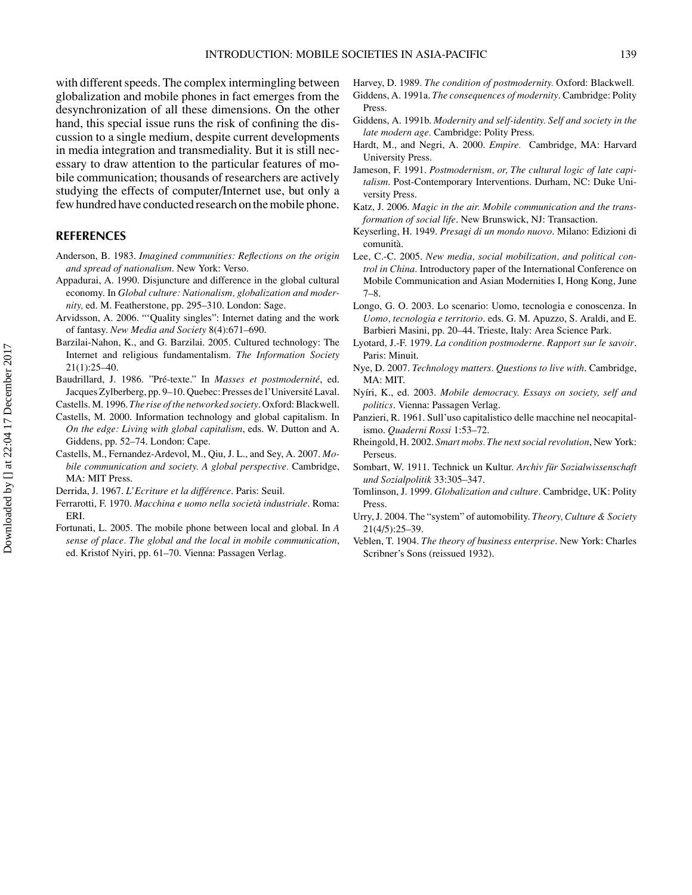with different speeds. The complex intermingling between globalization and mobile phones in fact emerges from the desynchronization of all these dimensions. On the other hand, this special issue runs the risk of confining the discussion to a single medium, despite current developments in media integration and transmediality. But it is still necessary to draw attention to the particular features of mobile communication; thousands of researchers are actively studying the effects of computer/Internet use, but only a few hundred have conducted research on the mobile phone.

## REFERENCES

Anderson, B. 1983. *Imagined communities: Reflections on the origin and spread of nationalism*. New York: Verso.

Appadurai, A. 1990. Disjuncture and difference in the global cultural economy. In *Global culture: Nationalism, globalization and modernity,* ed. M. Featherstone, pp. 295–310. London: Sage.

Arvidsson, A. 2006. "'Quality singles'': Internet dating and the work of fantasy. *New Media and Society* 8(4):671–690.

Barzilai-Nahon, K., and G. Barzilai. 2005. Cultured technology: The Internet and religious fundamentalism. *The Information Society* 21(1):25–40.

Baudrillard, J. 1986. "Pré-texte." In *Masses et postmodernité*, ed. Jacques Zylberberg, pp. 9–10. Quebec: Presses de l'Université Laval.

Castells. M. 1996. *The rise of the networked society*. Oxford: Blackwell.

Castells, M. 2000. Information technology and global capitalism. In *On the edge: Living with global capitalism*, eds. W. Dutton and A. Giddens, pp. 52–74. London: Cape.

Castells, M., Fernandez-Ardevol, M., Qiu, J. L., and Sey, A. 2007. *Mobile communication and society. A global perspective.* Cambridge, MA: MIT Press.

Derrida, J. 1967. *L'Ecriture et la différence*. Paris: Seuil.

Ferrarotti, F. 1970. *Macchina e uomo nella società industriale*. Roma: ERI.

Fortunati, L. 2005. The mobile phone between local and global. In *A sense of place. The global and the local in mobile communication*, ed. Kristof Nyiri, pp. 61–70. Vienna: Passagen Verlag.

Harvey, D. 1989. *The condition of postmodernity.* Oxford: Blackwell.

Giddens, A. 1991a. *The consequences of modernity*. Cambridge: Polity Press.

Giddens, A. 1991b. *Modernity and self-identity. Self and society in the late modern age.* Cambridge: Polity Press.

Hardt, M., and Negri, A. 2000. *Empire.* Cambridge, MA: Harvard University Press.

Jameson, F. 1991. *Postmodernism, or, The cultural logic of late capitalism*. Post-Contemporary Interventions. Durham, NC: Duke University Press.

Katz, J. 2006. *Magic in the air. Mobile communication and the transformation of social life*. New Brunswick, NJ: Transaction.

Keyserling, H. 1949. *Presagi di un mondo nuovo*. Milano: Edizioni di comunità.

Lee, C.-C. 2005. *New media, social mobilization, and political control in China*. Introductory paper of the International Conference on Mobile Communication and Asian Modernities I, Hong Kong, June 7–8.

Longo, G. O. 2003. Lo scenario: Uomo, tecnologia e conoscenza. In *Uomo, tecnologia e territorio*. eds. G. M. Apuzzo, S. Araldi, and E. Barbieri Masini, pp. 20–44. Trieste, Italy: Area Science Park.

Lyotard, J.-F. 1979. *La condition postmoderne. Rapport sur le savoir*. Paris: Minuit.

Nye, D. 2007. *Technology matters. Questions to live with*. Cambridge, MA: MIT.

Nyíri, K., ed. 2003. *Mobile democracy. Essays on society, self and politics*. Vienna: Passagen Verlag.

Panzieri, R. 1961. Sull'uso capitalistico delle macchine nel neocapitalismo. *Quaderni Rossi* 1:53–72.

Rheingold, H. 2002. *Smart mobs. The next social revolution*, New York: Perseus.

Sombart, W. 1911. Technick un Kultur. *Archiv für Sozialwissenschaft und Sozialpolitik* 33:305–347.

Tomlinson, J. 1999. *Globalization and culture.* Cambridge, UK: Polity Press.

Urry, J. 2004. The "system" of automobility. *Theory, Culture & Society* 21(4/5):25–39.

Veblen, T. 1904. *The theory of business enterprise*. New York: Charles Scribner's Sons (reissued 1932).